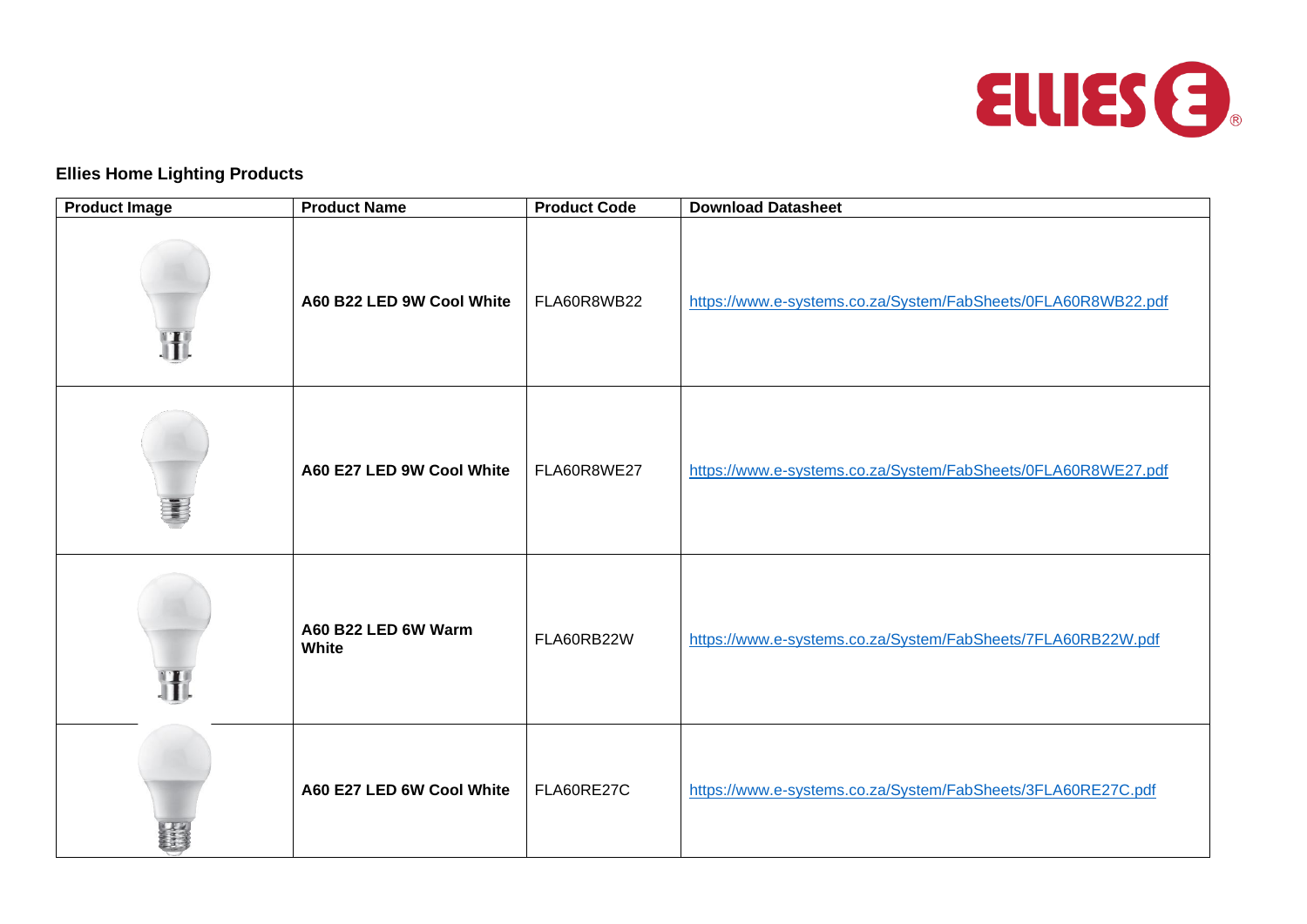## Ellies Home Lighting Products

| Product Image | Product Name | Product Code | Download Datasheet |
|---|---|---|---|
| | **A60 B22 LED 9W Cool White** | FLA60R8WB22 | https://www.e-systems.co.za/System/FabSheets/0FLA60R8WB22.pdf |
| | **A60 E27 LED 9W Cool White** | FLA60R8WE27 | https://www.e-systems.co.za/System/FabSheets/0FLA60R8WE27.pdf |
| | **A60 B22 LED 6W Warm White** | FLA60RB22W | https://www.e-systems.co.za/System/FabSheets/7FLA60RB22W.pdf |
| | **A60 E27 LED 6W Cool White** | FLA60RE27C | https://www.e-systems.co.za/System/FabSheets/3FLA60RE27C.pdf |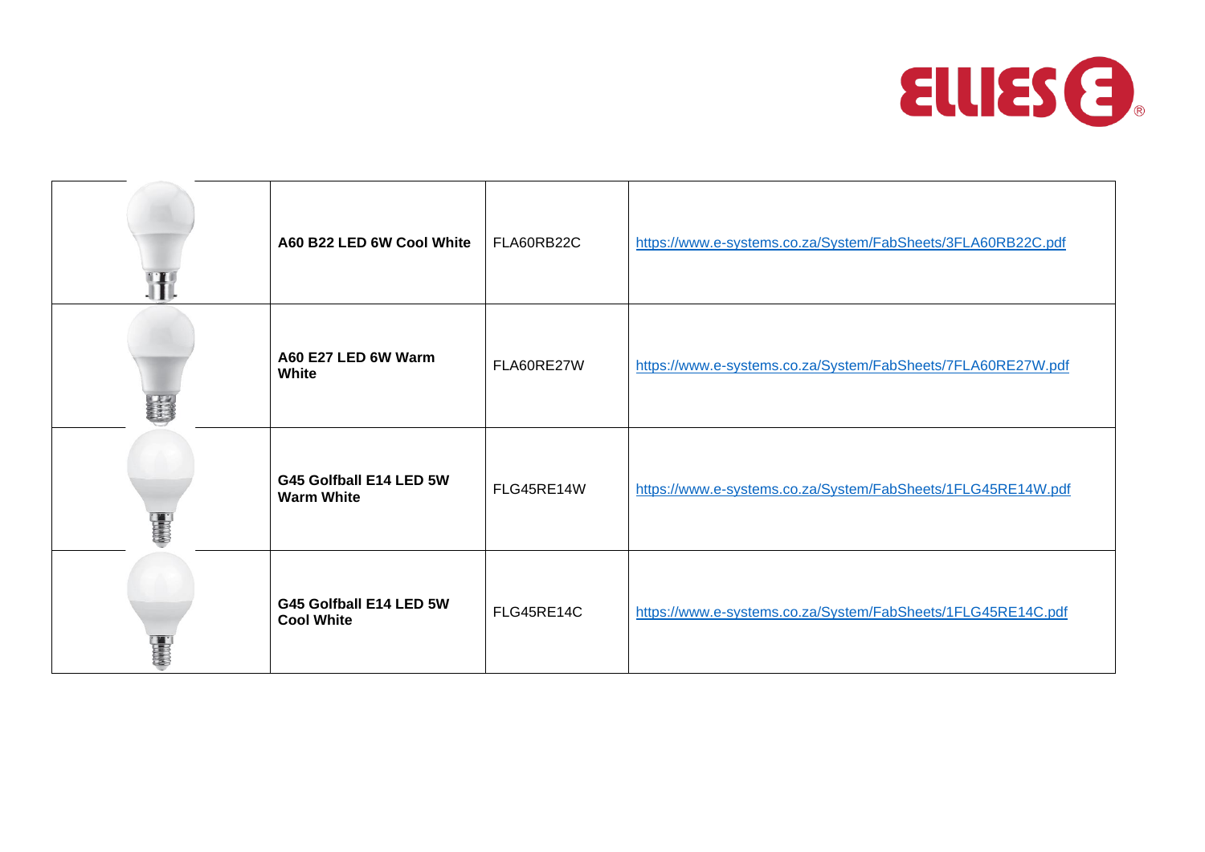| | | | |
|---|---|---|---|
| | **A60 B22 LED 6W Cool White** | FLA60RB22C | https://www.e-systems.co.za/System/FabSheets/3FLA60RB22C.pdf |
| | **A60 E27 LED 6W Warm White** | FLA60RE27W | https://www.e-systems.co.za/System/FabSheets/7FLA60RE27W.pdf |
| | **G45 Golfball E14 LED 5W Warm White** | FLG45RE14W | https://www.e-systems.co.za/System/FabSheets/1FLG45RE14W.pdf |
| | **G45 Golfball E14 LED 5W Cool White** | FLG45RE14C | https://www.e-systems.co.za/System/FabSheets/1FLG45RE14C.pdf |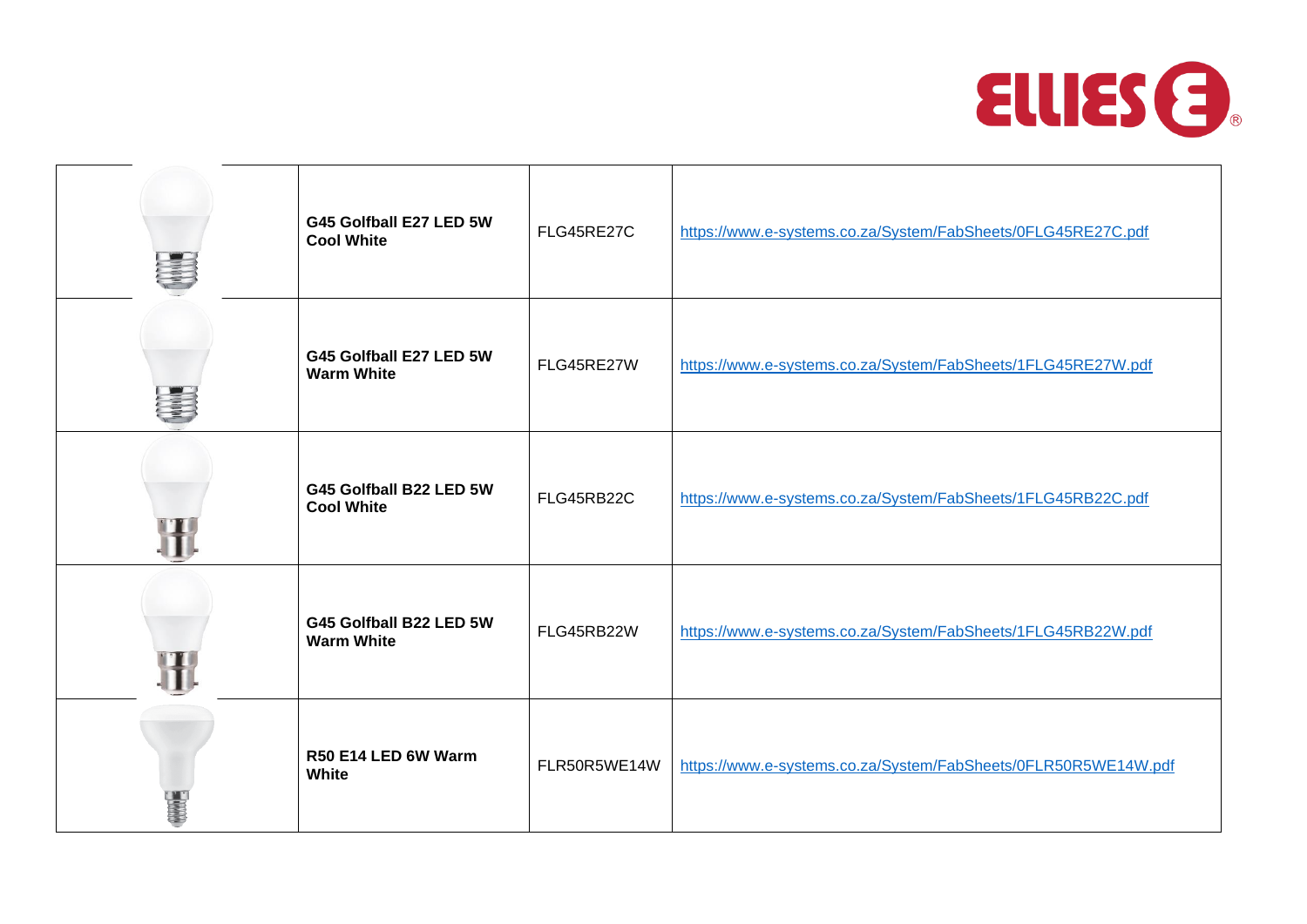| | | | |
|---|---|---|---|
| | **G45 Golfball E27 LED 5W Cool White** | FLG45RE27C | https://www.e-systems.co.za/System/FabSheets/0FLG45RE27C.pdf |
| | **G45 Golfball E27 LED 5W Warm White** | FLG45RE27W | https://www.e-systems.co.za/System/FabSheets/1FLG45RE27W.pdf |
| | **G45 Golfball B22 LED 5W Cool White** | FLG45RB22C | https://www.e-systems.co.za/System/FabSheets/1FLG45RB22C.pdf |
| | **G45 Golfball B22 LED 5W Warm White** | FLG45RB22W | https://www.e-systems.co.za/System/FabSheets/1FLG45RB22W.pdf |
| | **R50 E14 LED 6W Warm White** | FLR50R5WE14W | https://www.e-systems.co.za/System/FabSheets/0FLR50R5WE14W.pdf |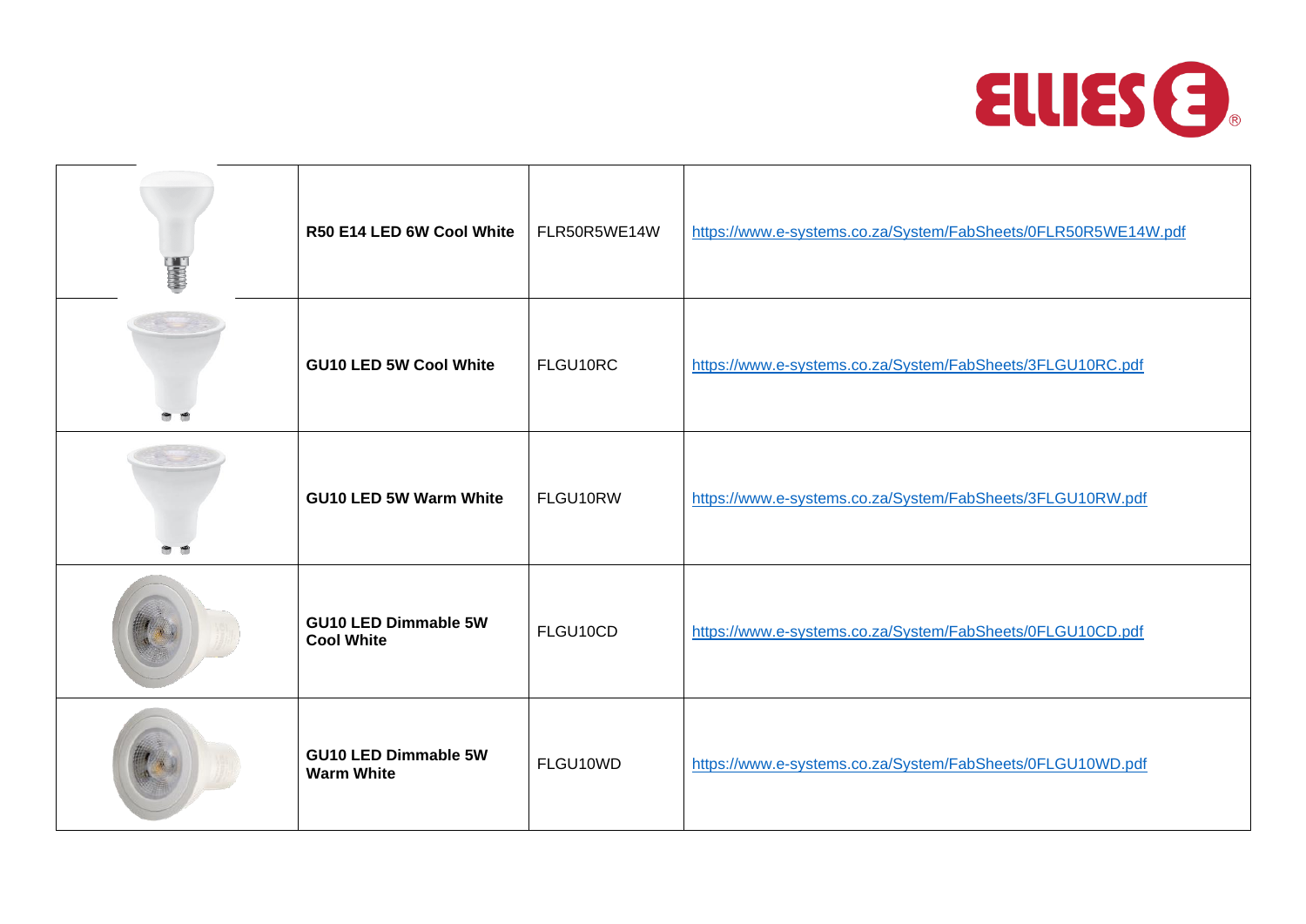|  | **R50 E14 LED 6W Cool White** | FLR50R5WE14W | https://www.e-systems.co.za/System/FabSheets/0FLR50R5WE14W.pdf |
|---|---|---|---|
|  | **GU10 LED 5W Cool White** | FLGU10RC | https://www.e-systems.co.za/System/FabSheets/3FLGU10RC.pdf |
|  | **GU10 LED 5W Warm White** | FLGU10RW | https://www.e-systems.co.za/System/FabSheets/3FLGU10RW.pdf |
|  | **GU10 LED Dimmable 5W Cool White** | FLGU10CD | https://www.e-systems.co.za/System/FabSheets/0FLGU10CD.pdf |
|  | **GU10 LED Dimmable 5W Warm White** | FLGU10WD | https://www.e-systems.co.za/System/FabSheets/0FLGU10WD.pdf |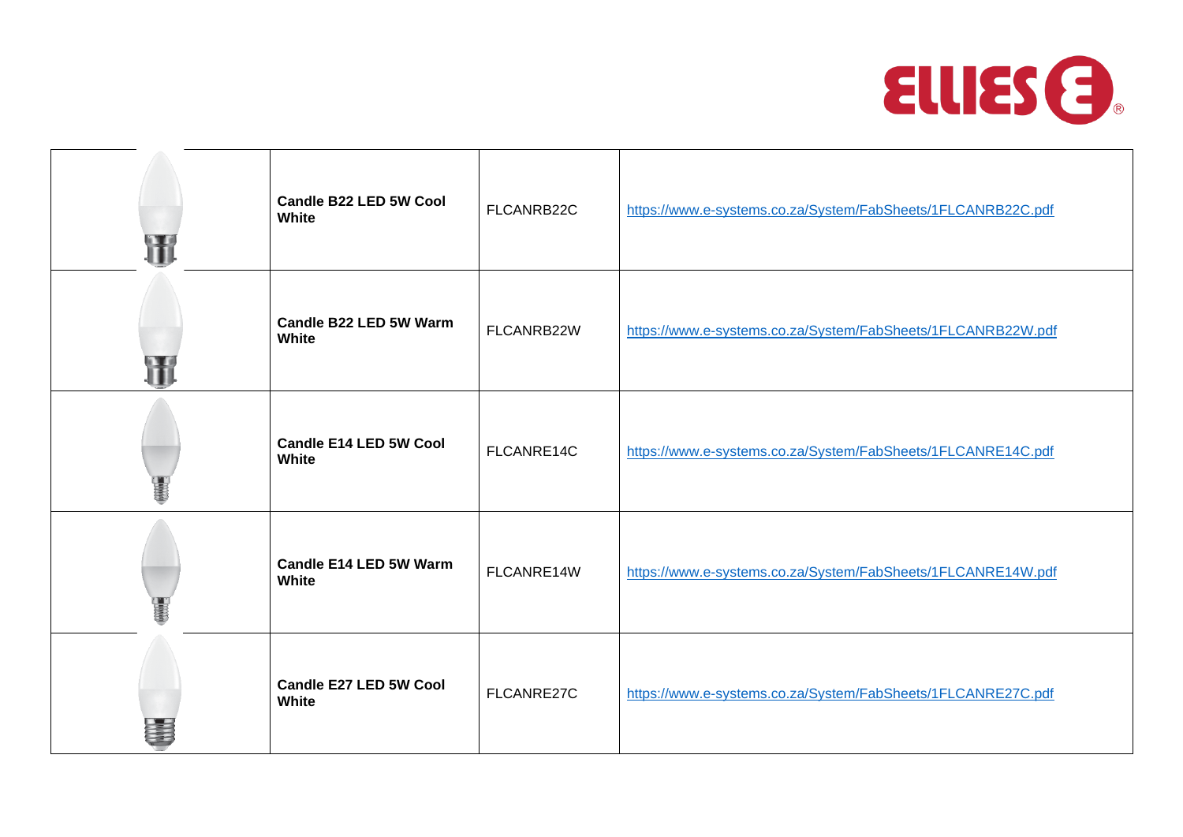| | | | |
|---|---|---|---|
| | **Candle B22 LED 5W Cool White** | FLCANRB22C | https://www.e-systems.co.za/System/FabSheets/1FLCANRB22C.pdf |
| | **Candle B22 LED 5W Warm White** | FLCANRB22W | https://www.e-systems.co.za/System/FabSheets/1FLCANRB22W.pdf |
| | **Candle E14 LED 5W Cool White** | FLCANRE14C | https://www.e-systems.co.za/System/FabSheets/1FLCANRE14C.pdf |
| | **Candle E14 LED 5W Warm White** | FLCANRE14W | https://www.e-systems.co.za/System/FabSheets/1FLCANRE14W.pdf |
| | **Candle E27 LED 5W Cool White** | FLCANRE27C | https://www.e-systems.co.za/System/FabSheets/1FLCANRE27C.pdf |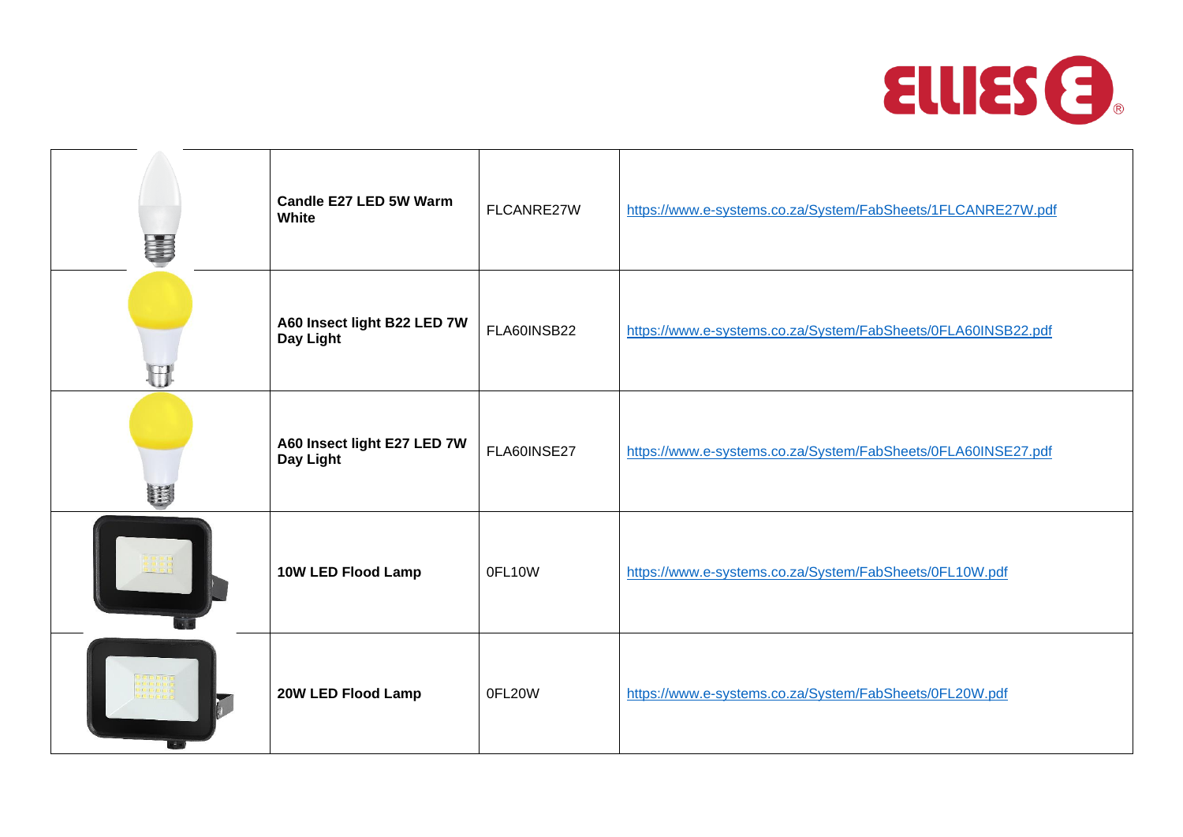| | | | |
|---|---|---|---|
| | **Candle E27 LED 5W Warm White** | FLCANRE27W | https://www.e-systems.co.za/System/FabSheets/1FLCANRE27W.pdf |
| | **A60 Insect light B22 LED 7W Day Light** | FLA60INSB22 | https://www.e-systems.co.za/System/FabSheets/0FLA60INSB22.pdf |
| | **A60 Insect light E27 LED 7W Day Light** | FLA60INSE27 | https://www.e-systems.co.za/System/FabSheets/0FLA60INSE27.pdf |
| | **10W LED Flood Lamp** | 0FL10W | https://www.e-systems.co.za/System/FabSheets/0FL10W.pdf |
| | **20W LED Flood Lamp** | 0FL20W | https://www.e-systems.co.za/System/FabSheets/0FL20W.pdf |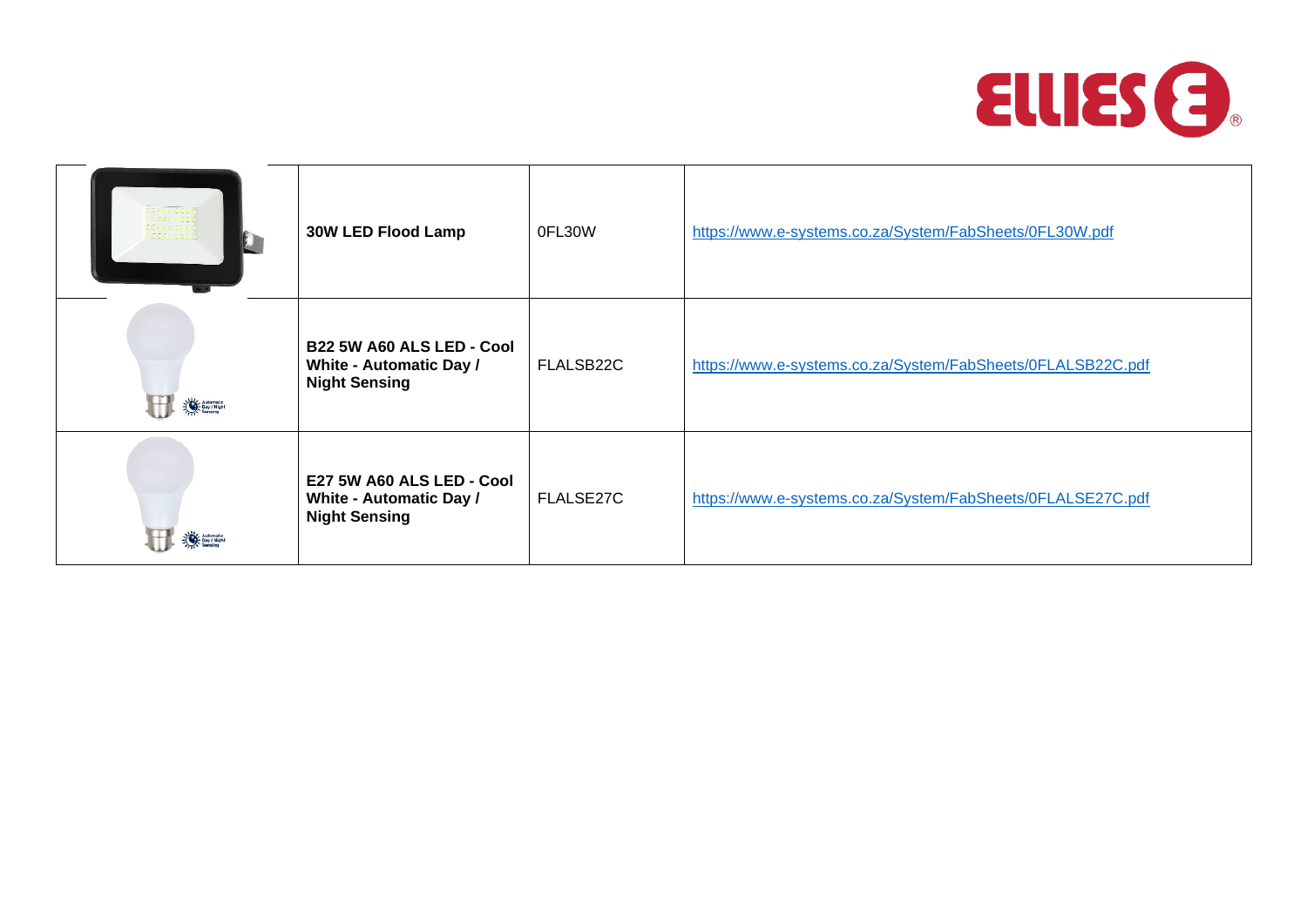| | | | |
|---|---|---|---|
| | **30W LED Flood Lamp** | 0FL30W | https://www.e-systems.co.za/System/FabSheets/0FL30W.pdf |
| | **B22 5W A60 ALS LED - Cool White - Automatic Day / Night Sensing** | FLALSB22C | https://www.e-systems.co.za/System/FabSheets/0FLALSB22C.pdf |
| | **E27 5W A60 ALS LED - Cool White - Automatic Day / Night Sensing** | FLALSE27C | https://www.e-systems.co.za/System/FabSheets/0FLALSE27C.pdf |